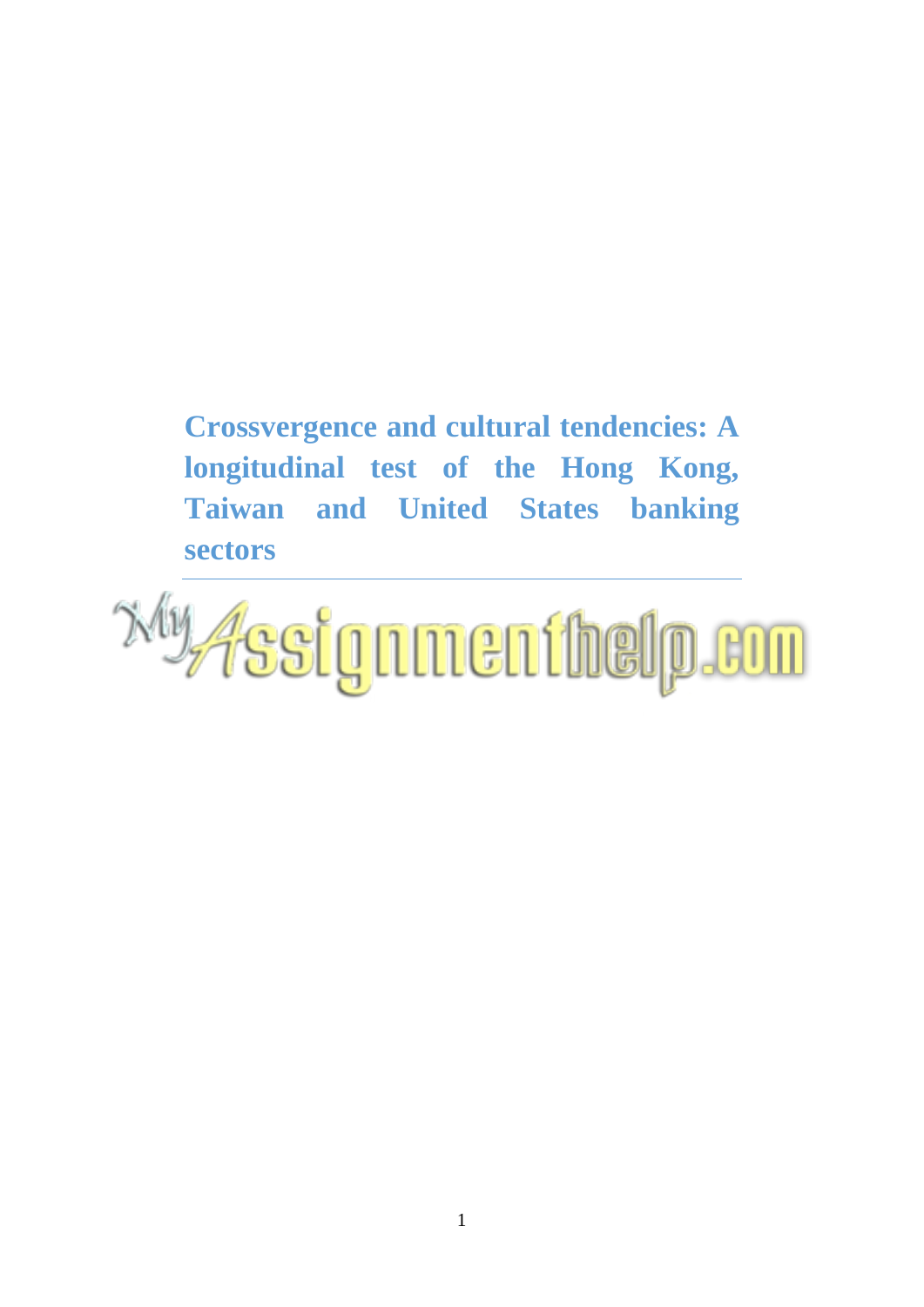# Crossvergence and cultural tendencies: A longitudinal test of the Hong Kong, Taiwan and United States banking sectors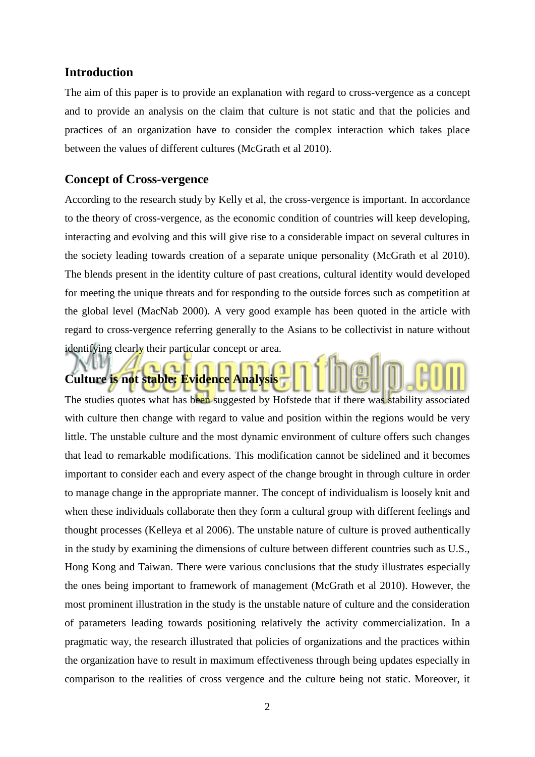## Introduction

The aim of this paper is to provide an explanation with regard to cross-vergence as a concept and to provide an analysis on the claim that culture is not static and that the policies and practices of an organization have to consider the complex interaction which takes place between the values of different cultures (McGrath et al 2010).

## Concept of Cross-vergence

According to the research study by Kelly et al, the cross-vergence is important. In accordance to the theory of cross-vergence, as the economic condition of countries will keep developing, interacting and evolving and this will give rise to a considerable impact on several cultures in the society leading towards creation of a separate unique personality (McGrath et al 2010). The blends present in the identity culture of past creations, cultural identity would developed for meeting the unique threats and for responding to the outside forces such as competition at the global level (MacNab 2000). A very good example has been quoted in the article with regard to cross-vergence referring generally to the Asians to be collectivist in nature without identifying clearly their particular concept or area.

## Culture is not stable: Evidence Analysis

The studies quotes what has been suggested by Hofstede that if there was stability associated with culture then change with regard to value and position within the regions would be very little. The unstable culture and the most dynamic environment of culture offers such changes that lead to remarkable modifications. This modification cannot be sidelined and it becomes important to consider each and every aspect of the change brought in through culture in order to manage change in the appropriate manner. The concept of individualism is loosely knit and when these individuals collaborate then they form a cultural group with different feelings and thought processes (Kelleya et al 2006). The unstable nature of culture is proved authentically in the study by examining the dimensions of culture between different countries such as U.S., Hong Kong and Taiwan. There were various conclusions that the study illustrates especially the ones being important to framework of management (McGrath et al 2010). However, the most prominent illustration in the study is the unstable nature of culture and the consideration of parameters leading towards positioning relatively the activity commercialization. In a pragmatic way, the research illustrated that policies of organizations and the practices within the organization have to result in maximum effectiveness through being updates especially in comparison to the realities of cross vergence and the culture being not static. Moreover, it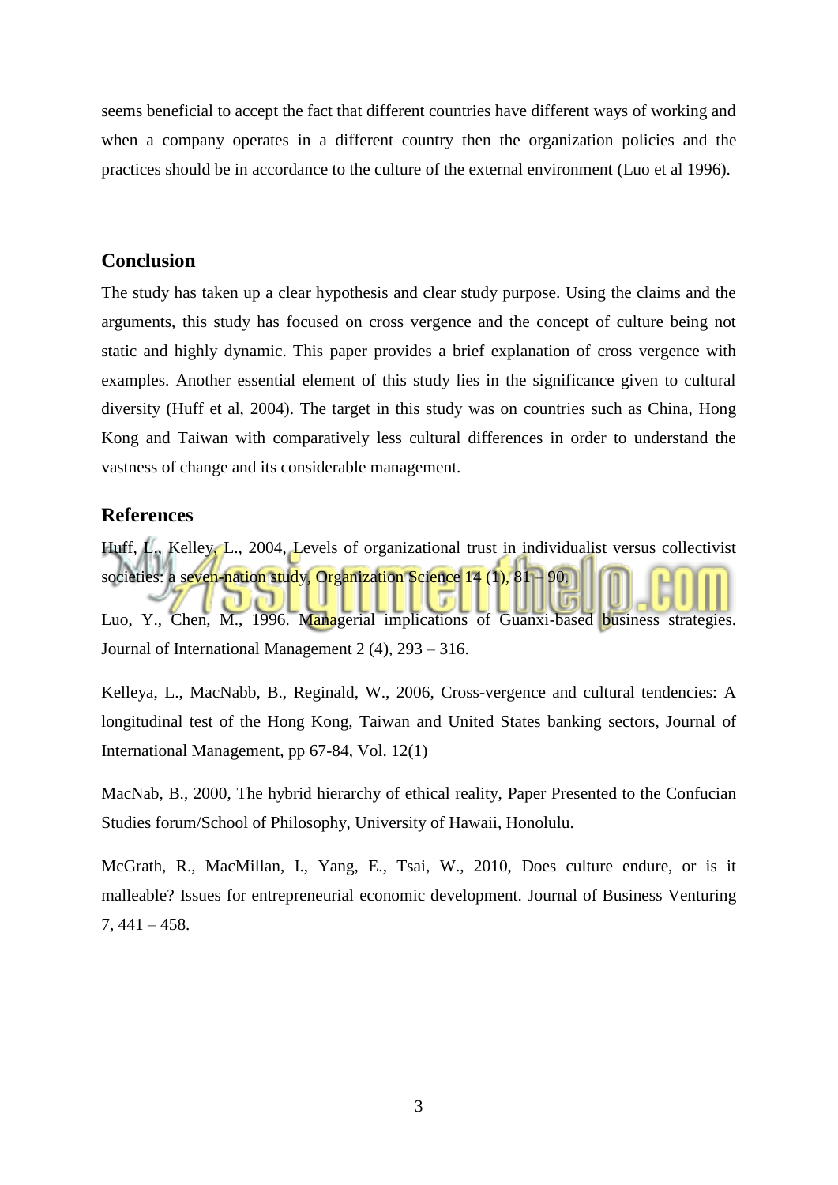seems beneficial to accept the fact that different countries have different ways of working and when a company operates in a different country then the organization policies and the practices should be in accordance to the culture of the external environment (Luo et al 1996).

## Conclusion

The study has taken up a clear hypothesis and clear study purpose. Using the claims and the arguments, this study has focused on cross vergence and the concept of culture being not static and highly dynamic. This paper provides a brief explanation of cross vergence with examples. Another essential element of this study lies in the significance given to cultural diversity (Huff et al, 2004). The target in this study was on countries such as China, Hong Kong and Taiwan with comparatively less cultural differences in order to understand the vastness of change and its considerable management.

## References

Huff, L., Kelley, L., 2004, Levels of organizational trust in individualist versus collectivist societies: a seven-nation study, Organization Science 14 (1), 81 – 90.

Luo, Y., Chen, M., 1996. Managerial implications of Guanxi-based business strategies. Journal of International Management 2 (4), 293 – 316.

Kelleya, L., MacNabb, B., Reginald, W., 2006, Cross-vergence and cultural tendencies: A longitudinal test of the Hong Kong, Taiwan and United States banking sectors, Journal of International Management, pp 67-84, Vol. 12(1)

MacNab, B., 2000, The hybrid hierarchy of ethical reality, Paper Presented to the Confucian Studies forum/School of Philosophy, University of Hawaii, Honolulu.

McGrath, R., MacMillan, I., Yang, E., Tsai, W., 2010, Does culture endure, or is it malleable? Issues for entrepreneurial economic development. Journal of Business Venturing 7, 441 – 458.